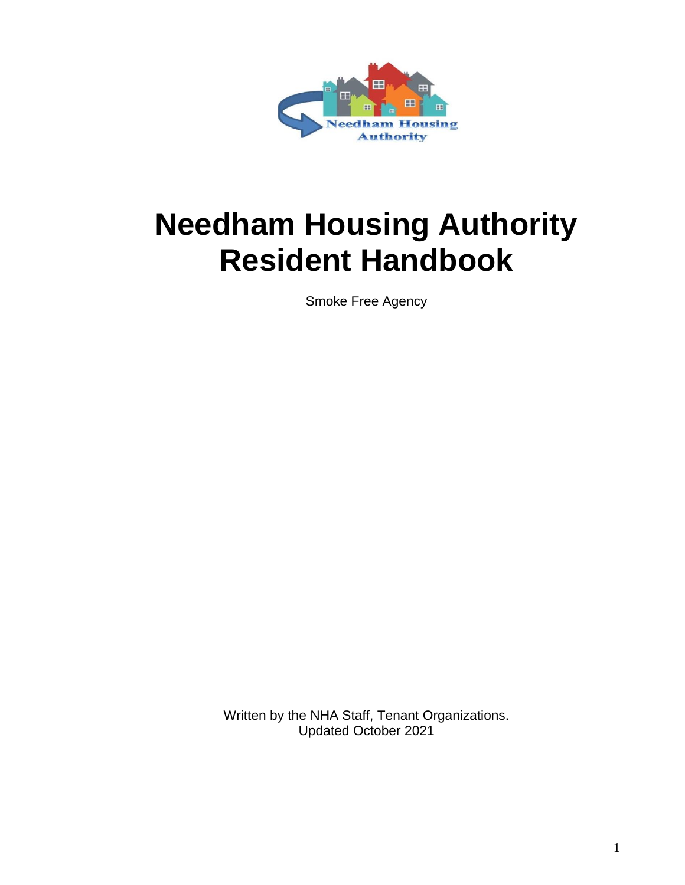# Needham Housing Authority Resident Handbook

Smoke Free Agency

Written by the NHA Staff, Tenant Organizations.
Updated October 2021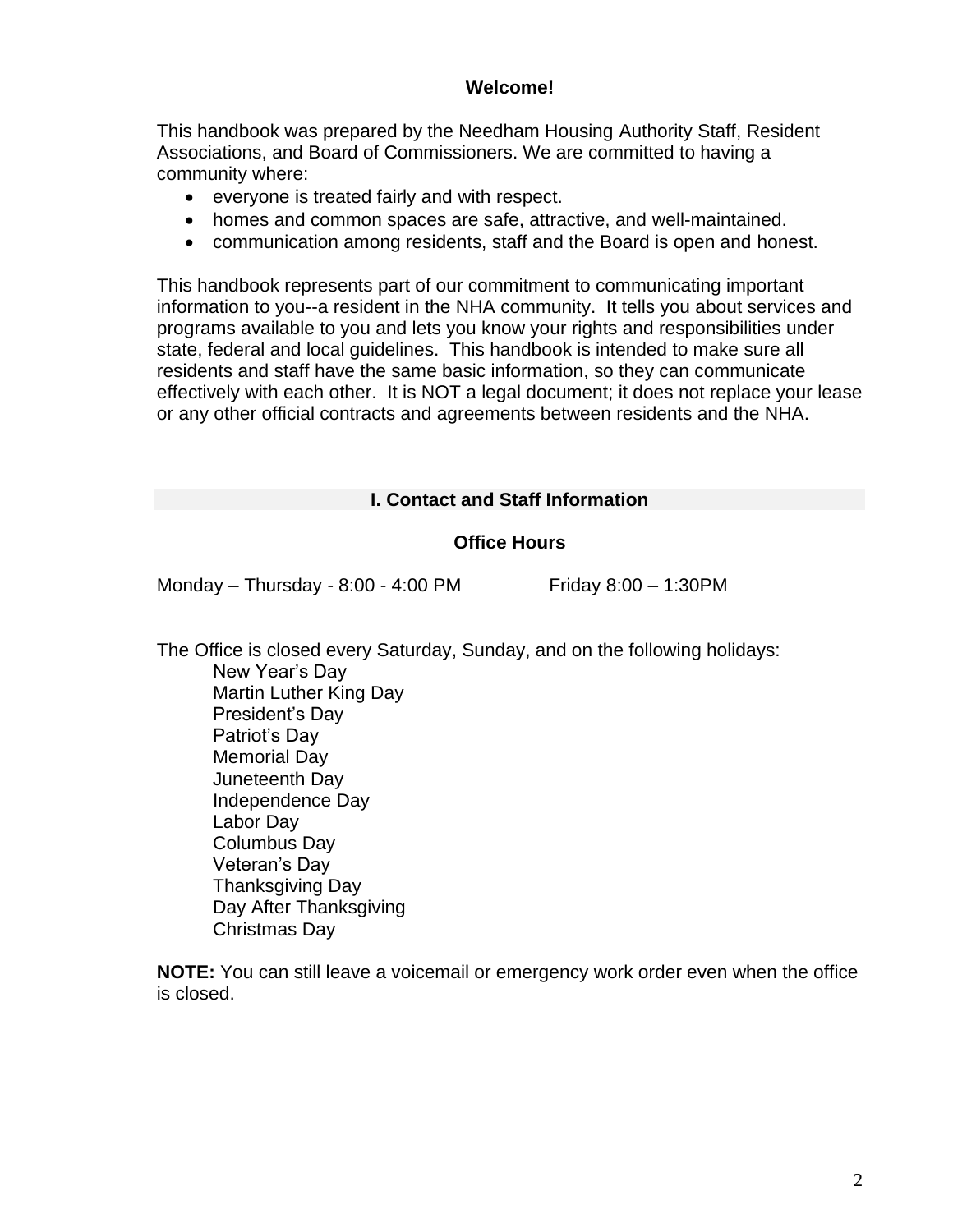## Welcome!

This handbook was prepared by the Needham Housing Authority Staff, Resident Associations, and Board of Commissioners. We are committed to having a community where:

- everyone is treated fairly and with respect.
- homes and common spaces are safe, attractive, and well-maintained.
- communication among residents, staff and the Board is open and honest.

This handbook represents part of our commitment to communicating important information to you--a resident in the NHA community. It tells you about services and programs available to you and lets you know your rights and responsibilities under state, federal and local guidelines. This handbook is intended to make sure all residents and staff have the same basic information, so they can communicate effectively with each other. It is NOT a legal document; it does not replace your lease or any other official contracts and agreements between residents and the NHA.

## I. Contact and Staff Information

### Office Hours

Monday – Thursday - 8:00 - 4:00 PM    Friday 8:00 – 1:30PM

The Office is closed every Saturday, Sunday, and on the following holidays:

New Year's Day
Martin Luther King Day
President's Day
Patriot's Day
Memorial Day
Juneteenth Day
Independence Day
Labor Day
Columbus Day
Veteran's Day
Thanksgiving Day
Day After Thanksgiving
Christmas Day

**NOTE:** You can still leave a voicemail or emergency work order even when the office is closed.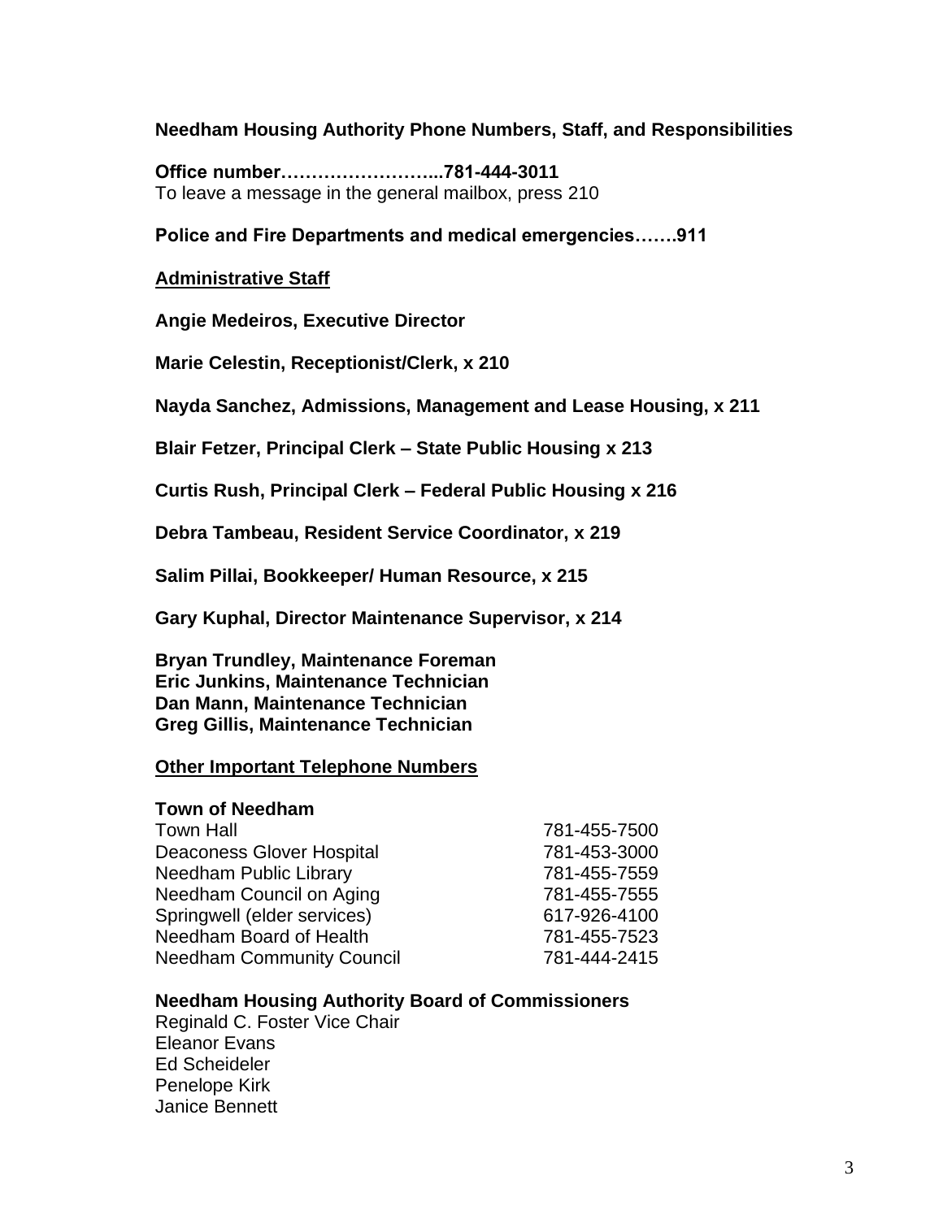## Needham Housing Authority Phone Numbers, Staff, and Responsibilities

**Office number……………………...781-444-3011**
To leave a message in the general mailbox, press 210

**Police and Fire Departments and medical emergencies…….911**

### Administrative Staff

**Angie Medeiros, Executive Director**

**Marie Celestin, Receptionist/Clerk, x 210**

**Nayda Sanchez, Admissions, Management and Lease Housing, x 211**

**Blair Fetzer, Principal Clerk – State Public Housing x 213**

**Curtis Rush, Principal Clerk – Federal Public Housing x 216**

**Debra Tambeau, Resident Service Coordinator, x 219**

**Salim Pillai, Bookkeeper/ Human Resource, x 215**

**Gary Kuphal, Director Maintenance Supervisor, x 214**

**Bryan Trundley, Maintenance Foreman**
**Eric Junkins, Maintenance Technician**
**Dan Mann, Maintenance Technician**
**Greg Gillis, Maintenance Technician**

### Other Important Telephone Numbers

**Town of Needham**

| | |
|---|---|
| Town Hall | 781-455-7500 |
| Deaconess Glover Hospital | 781-453-3000 |
| Needham Public Library | 781-455-7559 |
| Needham Council on Aging | 781-455-7555 |
| Springwell (elder services) | 617-926-4100 |
| Needham Board of Health | 781-455-7523 |
| Needham Community Council | 781-444-2415 |

**Needham Housing Authority Board of Commissioners**
Reginald C. Foster Vice Chair
Eleanor Evans
Ed Scheideler
Penelope Kirk
Janice Bennett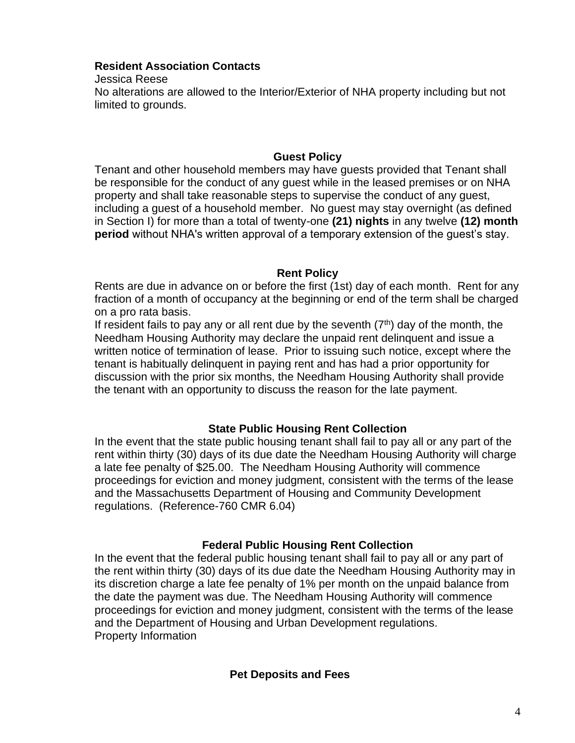**Resident Association Contacts**

Jessica Reese

No alterations are allowed to the Interior/Exterior of NHA property including but not limited to grounds.

## Guest Policy

Tenant and other household members may have guests provided that Tenant shall be responsible for the conduct of any guest while in the leased premises or on NHA property and shall take reasonable steps to supervise the conduct of any guest, including a guest of a household member. No guest may stay overnight (as defined in Section I) for more than a total of twenty-one **(21) nights** in any twelve **(12) month period** without NHA's written approval of a temporary extension of the guest's stay.

## Rent Policy

Rents are due in advance on or before the first (1st) day of each month. Rent for any fraction of a month of occupancy at the beginning or end of the term shall be charged on a pro rata basis.

If resident fails to pay any or all rent due by the seventh (7th) day of the month, the Needham Housing Authority may declare the unpaid rent delinquent and issue a written notice of termination of lease. Prior to issuing such notice, except where the tenant is habitually delinquent in paying rent and has had a prior opportunity for discussion with the prior six months, the Needham Housing Authority shall provide the tenant with an opportunity to discuss the reason for the late payment.

## State Public Housing Rent Collection

In the event that the state public housing tenant shall fail to pay all or any part of the rent within thirty (30) days of its due date the Needham Housing Authority will charge a late fee penalty of $25.00. The Needham Housing Authority will commence proceedings for eviction and money judgment, consistent with the terms of the lease and the Massachusetts Department of Housing and Community Development regulations. (Reference-760 CMR 6.04)

## Federal Public Housing Rent Collection

In the event that the federal public housing tenant shall fail to pay all or any part of the rent within thirty (30) days of its due date the Needham Housing Authority may in its discretion charge a late fee penalty of 1% per month on the unpaid balance from the date the payment was due. The Needham Housing Authority will commence proceedings for eviction and money judgment, consistent with the terms of the lease and the Department of Housing and Urban Development regulations.

Property Information

## Pet Deposits and Fees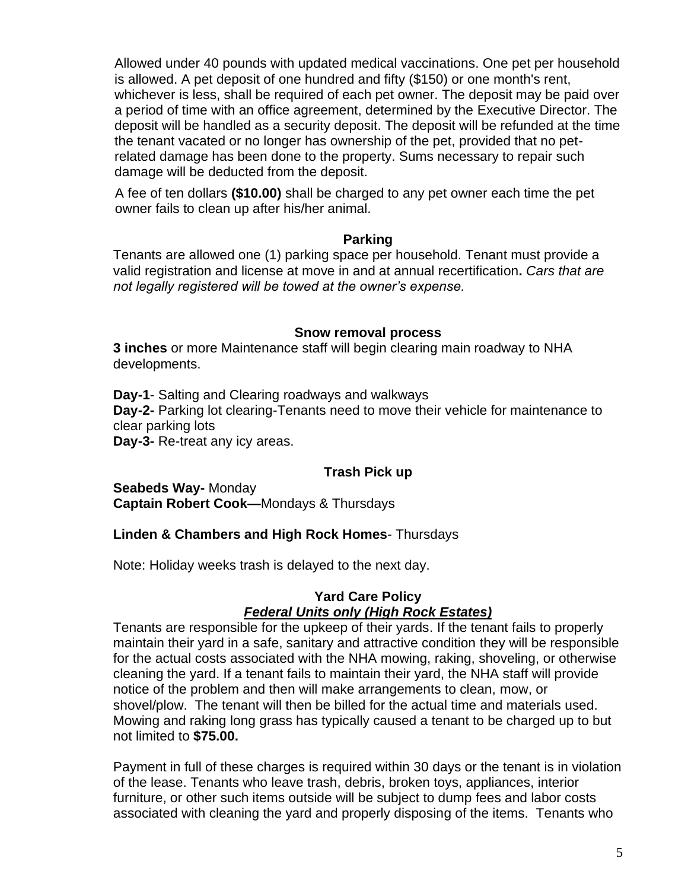Allowed under 40 pounds with updated medical vaccinations. One pet per household is allowed. A pet deposit of one hundred and fifty ($150) or one month's rent, whichever is less, shall be required of each pet owner. The deposit may be paid over a period of time with an office agreement, determined by the Executive Director. The deposit will be handled as a security deposit. The deposit will be refunded at the time the tenant vacated or no longer has ownership of the pet, provided that no pet-related damage has been done to the property. Sums necessary to repair such damage will be deducted from the deposit.

A fee of ten dollars **($10.00)** shall be charged to any pet owner each time the pet owner fails to clean up after his/her animal.

### Parking

Tenants are allowed one (1) parking space per household. Tenant must provide a valid registration and license at move in and at annual recertification**.** *Cars that are not legally registered will be towed at the owner's expense.*

### Snow removal process

**3 inches** or more Maintenance staff will begin clearing main roadway to NHA developments.

**Day-1**- Salting and Clearing roadways and walkways
**Day-2-** Parking lot clearing-Tenants need to move their vehicle for maintenance to clear parking lots
**Day-3-** Re-treat any icy areas.

### Trash Pick up

**Seabeds Way-** Monday
**Captain Robert Cook—**Mondays & Thursdays

**Linden & Chambers and High Rock Homes**- Thursdays

Note: Holiday weeks trash is delayed to the next day.

### Yard Care Policy

***Federal Units only (High Rock Estates)***

Tenants are responsible for the upkeep of their yards. If the tenant fails to properly maintain their yard in a safe, sanitary and attractive condition they will be responsible for the actual costs associated with the NHA mowing, raking, shoveling, or otherwise cleaning the yard. If a tenant fails to maintain their yard, the NHA staff will provide notice of the problem and then will make arrangements to clean, mow, or shovel/plow. The tenant will then be billed for the actual time and materials used. Mowing and raking long grass has typically caused a tenant to be charged up to but not limited to **$75.00.**

Payment in full of these charges is required within 30 days or the tenant is in violation of the lease. Tenants who leave trash, debris, broken toys, appliances, interior furniture, or other such items outside will be subject to dump fees and labor costs associated with cleaning the yard and properly disposing of the items. Tenants who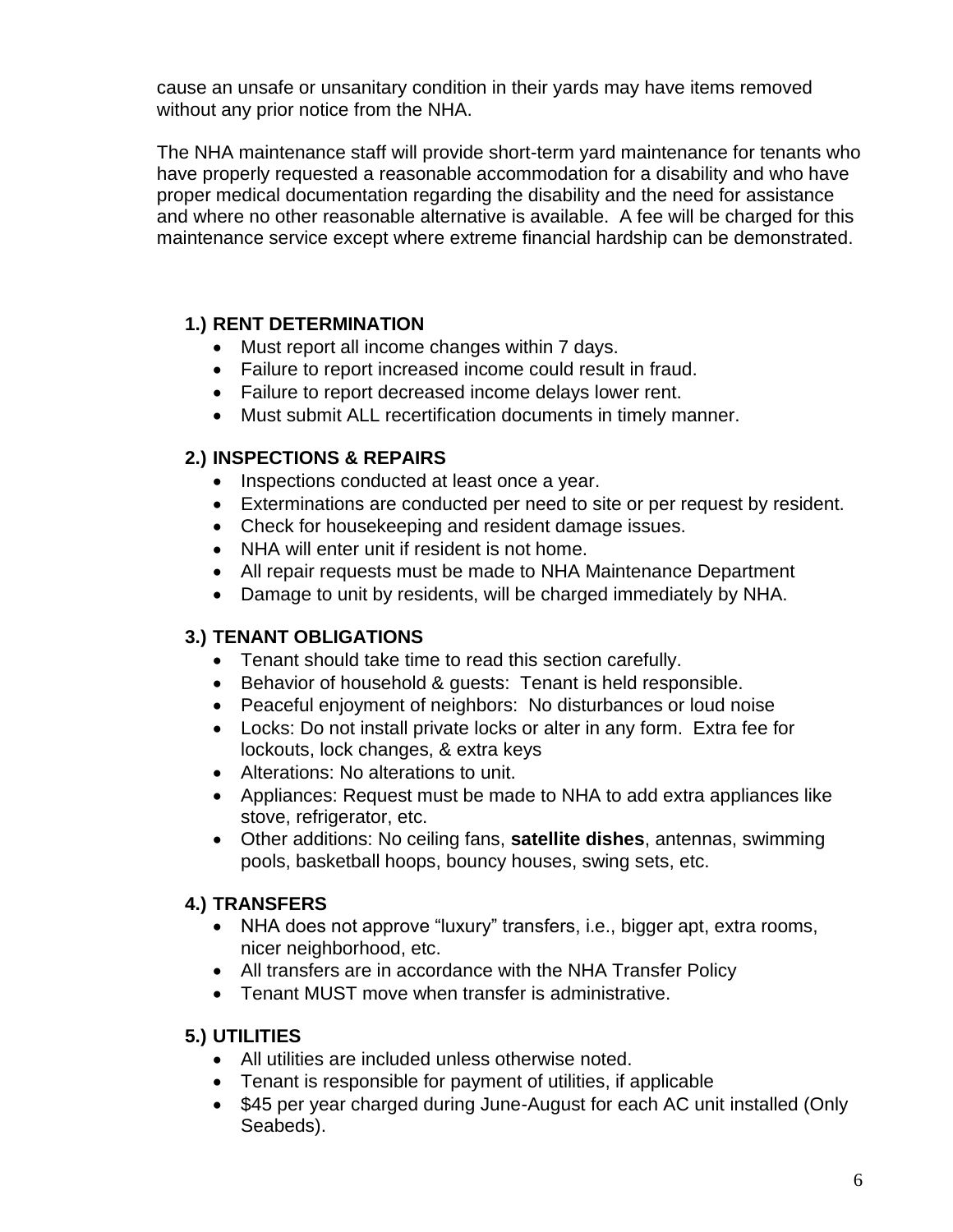cause an unsafe or unsanitary condition in their yards may have items removed without any prior notice from the NHA.

The NHA maintenance staff will provide short-term yard maintenance for tenants who have properly requested a reasonable accommodation for a disability and who have proper medical documentation regarding the disability and the need for assistance and where no other reasonable alternative is available. A fee will be charged for this maintenance service except where extreme financial hardship can be demonstrated.

### 1.) RENT DETERMINATION

- Must report all income changes within 7 days.
- Failure to report increased income could result in fraud.
- Failure to report decreased income delays lower rent.
- Must submit ALL recertification documents in timely manner.

### 2.) INSPECTIONS & REPAIRS

- Inspections conducted at least once a year.
- Exterminations are conducted per need to site or per request by resident.
- Check for housekeeping and resident damage issues.
- NHA will enter unit if resident is not home.
- All repair requests must be made to NHA Maintenance Department
- Damage to unit by residents, will be charged immediately by NHA.

### 3.) TENANT OBLIGATIONS

- Tenant should take time to read this section carefully.
- Behavior of household & guests: Tenant is held responsible.
- Peaceful enjoyment of neighbors: No disturbances or loud noise
- Locks: Do not install private locks or alter in any form. Extra fee for lockouts, lock changes, & extra keys
- Alterations: No alterations to unit.
- Appliances: Request must be made to NHA to add extra appliances like stove, refrigerator, etc.
- Other additions: No ceiling fans, **satellite dishes**, antennas, swimming pools, basketball hoops, bouncy houses, swing sets, etc.

### 4.) TRANSFERS

- NHA does not approve "luxury" transfers, i.e., bigger apt, extra rooms, nicer neighborhood, etc.
- All transfers are in accordance with the NHA Transfer Policy
- Tenant MUST move when transfer is administrative.

### 5.) UTILITIES

- All utilities are included unless otherwise noted.
- Tenant is responsible for payment of utilities, if applicable
- $45 per year charged during June-August for each AC unit installed (Only Seabeds).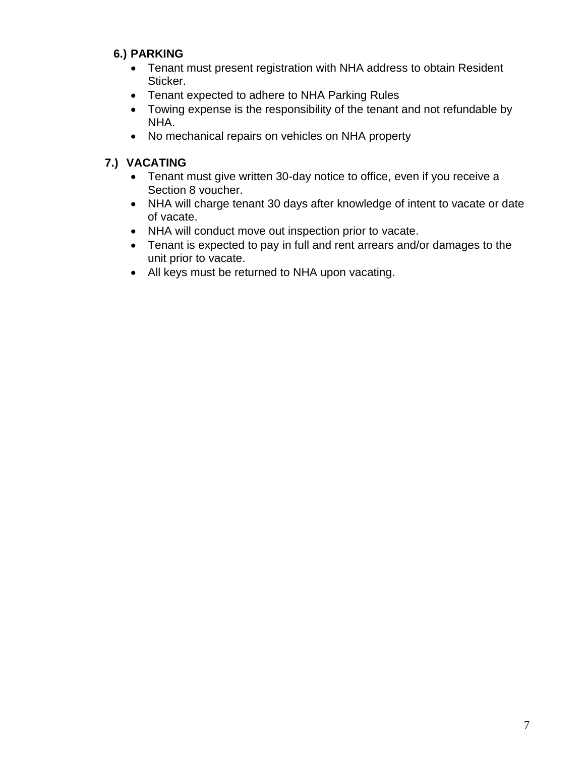**6.) PARKING**

- Tenant must present registration with NHA address to obtain Resident Sticker.
- Tenant expected to adhere to NHA Parking Rules
- Towing expense is the responsibility of the tenant and not refundable by NHA.
- No mechanical repairs on vehicles on NHA property

**7.) VACATING**

- Tenant must give written 30-day notice to office, even if you receive a Section 8 voucher.
- NHA will charge tenant 30 days after knowledge of intent to vacate or date of vacate.
- NHA will conduct move out inspection prior to vacate.
- Tenant is expected to pay in full and rent arrears and/or damages to the unit prior to vacate.
- All keys must be returned to NHA upon vacating.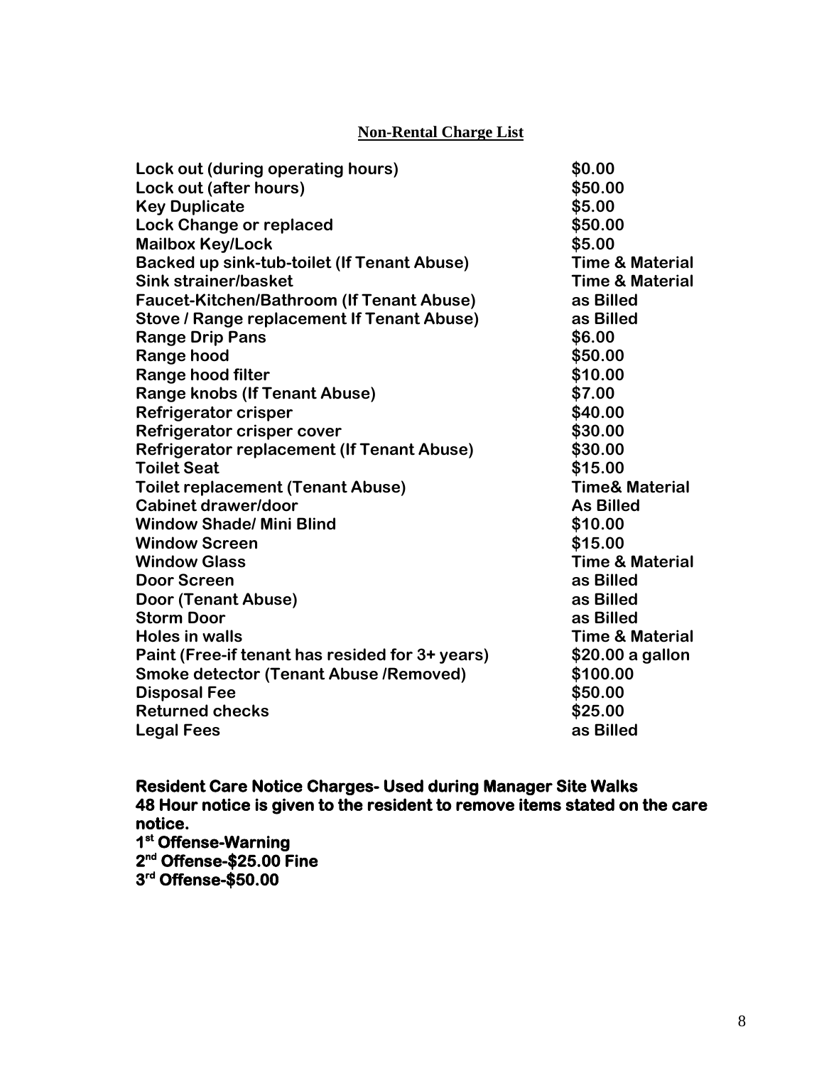## Non-Rental Charge List

| | |
|---|---|
| **Lock out (during operating hours)** | **$0.00** |
| **Lock out (after hours)** | **$50.00** |
| **Key Duplicate** | **$5.00** |
| **Lock Change or replaced** | **$50.00** |
| **Mailbox Key/Lock** | **$5.00** |
| **Backed up sink-tub-toilet (If Tenant Abuse)** | **Time & Material** |
| **Sink strainer/basket** | **Time & Material** |
| **Faucet-Kitchen/Bathroom (If Tenant Abuse)** | **as Billed** |
| **Stove / Range replacement If Tenant Abuse)** | **as Billed** |
| **Range Drip Pans** | **$6.00** |
| **Range hood** | **$50.00** |
| **Range hood filter** | **$10.00** |
| **Range knobs (If Tenant Abuse)** | **$7.00** |
| **Refrigerator crisper** | **$40.00** |
| **Refrigerator crisper cover** | **$30.00** |
| **Refrigerator replacement (If Tenant Abuse)** | **$30.00** |
| **Toilet Seat** | **$15.00** |
| **Toilet replacement (Tenant Abuse)** | **Time& Material** |
| **Cabinet drawer/door** | **As Billed** |
| **Window Shade/ Mini Blind** | **$10.00** |
| **Window Screen** | **$15.00** |
| **Window Glass** | **Time & Material** |
| **Door Screen** | **as Billed** |
| **Door (Tenant Abuse)** | **as Billed** |
| **Storm Door** | **as Billed** |
| **Holes in walls** | **Time & Material** |
| **Paint (Free-if tenant has resided for 3+ years)** | **$20.00 a gallon** |
| **Smoke detector (Tenant Abuse /Removed)** | **$100.00** |
| **Disposal Fee** | **$50.00** |
| **Returned checks** | **$25.00** |
| **Legal Fees** | **as Billed** |

**Resident Care Notice Charges- Used during Manager Site Walks**
**48 Hour notice is given to the resident to remove items stated on the care notice.**
**1st Offense-Warning**
**2nd Offense-$25.00 Fine**
**3rd Offense-$50.00**